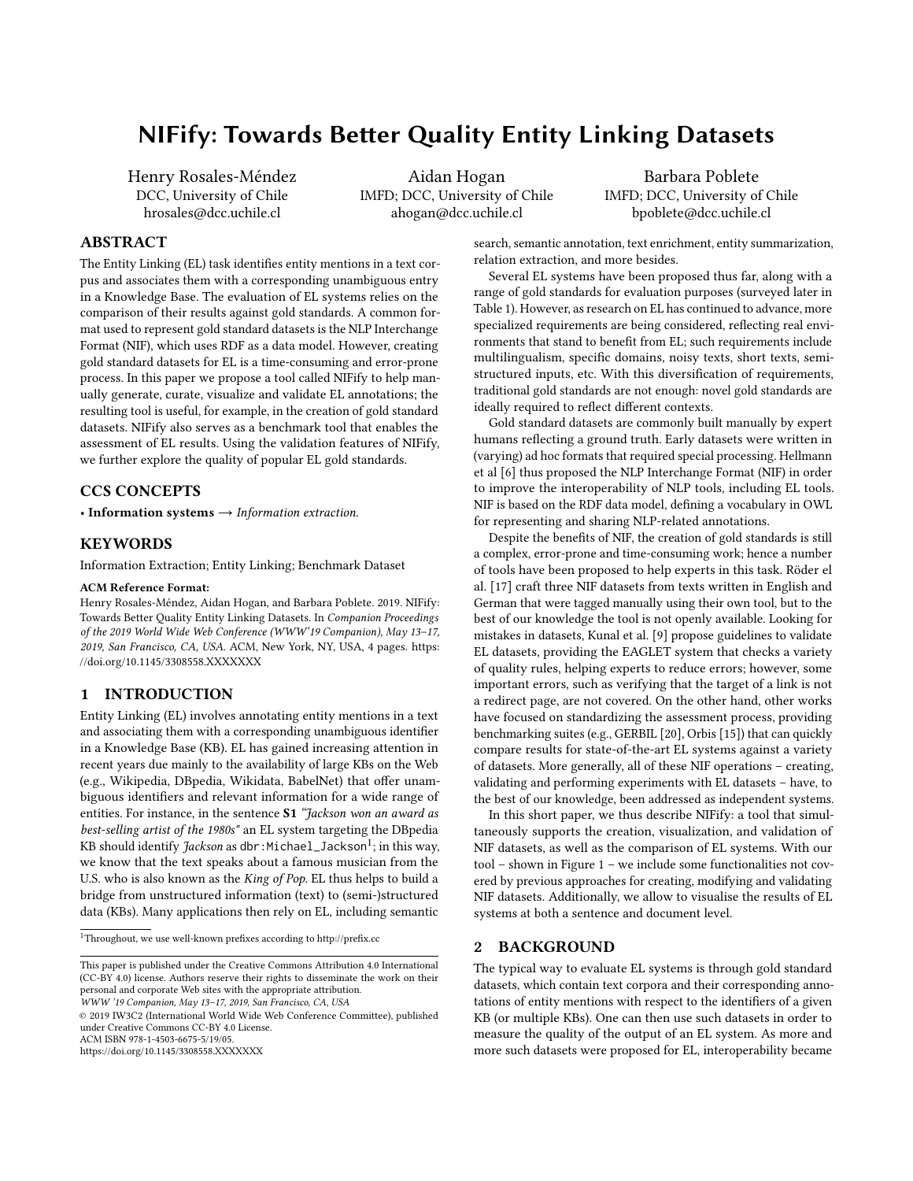# NIFify: Towards Better Quality Entity Linking Datasets

Henry Rosales-Méndez
DCC, University of Chile
hrosales@dcc.uchile.cl

Aidan Hogan
IMFD; DCC, University of Chile
ahogan@dcc.uchile.cl

Barbara Poblete
IMFD; DCC, University of Chile
bpoblete@dcc.uchile.cl

## ABSTRACT

The Entity Linking (EL) task identifies entity mentions in a text corpus and associates them with a corresponding unambiguous entry in a Knowledge Base. The evaluation of EL systems relies on the comparison of their results against gold standards. A common format used to represent gold standard datasets is the NLP Interchange Format (NIF), which uses RDF as a data model. However, creating gold standard datasets for EL is a time-consuming and error-prone process. In this paper we propose a tool called NIFify to help manually generate, curate, visualize and validate EL annotations; the resulting tool is useful, for example, in the creation of gold standard datasets. NIFify also serves as a benchmark tool that enables the assessment of EL results. Using the validation features of NIFify, we further explore the quality of popular EL gold standards.

## CCS CONCEPTS

• **Information systems** → *Information extraction*.

## KEYWORDS

Information Extraction; Entity Linking; Benchmark Dataset

**ACM Reference Format:**

Henry Rosales-Méndez, Aidan Hogan, and Barbara Poblete. 2019. NIFify: Towards Better Quality Entity Linking Datasets. In *Companion Proceedings of the 2019 World Wide Web Conference (WWW'19 Companion), May 13–17, 2019, San Francisco, CA, USA.* ACM, New York, NY, USA, 4 pages. https://doi.org/10.1145/3308558.XXXXXXX

## 1 INTRODUCTION

Entity Linking (EL) involves annotating entity mentions in a text and associating them with a corresponding unambiguous identifier in a Knowledge Base (KB). EL has gained increasing attention in recent years due mainly to the availability of large KBs on the Web (e.g., Wikipedia, DBpedia, Wikidata, BabelNet) that offer unambiguous identifiers and relevant information for a wide range of entities. For instance, in the sentence **S1** *"Jackson won an award as best-selling artist of the 1980s"* an EL system targeting the DBpedia KB should identify *Jackson* as `dbr:Michael_Jackson`[1]; in this way, we know that the text speaks about a famous musician from the U.S. who is also known as the *King of Pop*. EL thus helps to build a bridge from unstructured information (text) to (semi-)structured data (KBs). Many applications then rely on EL, including semantic search, semantic annotation, text enrichment, entity summarization, relation extraction, and more besides.

Several EL systems have been proposed thus far, along with a range of gold standards for evaluation purposes (surveyed later in Table 1). However, as research on EL has continued to advance, more specialized requirements are being considered, reflecting real environments that stand to benefit from EL; such requirements include multilingualism, specific domains, noisy texts, short texts, semi-structured inputs, etc. With this diversification of requirements, traditional gold standards are not enough: novel gold standards are ideally required to reflect different contexts.

Gold standard datasets are commonly built manually by expert humans reflecting a ground truth. Early datasets were written in (varying) ad hoc formats that required special processing. Hellmann et al [6] thus proposed the NLP Interchange Format (NIF) in order to improve the interoperability of NLP tools, including EL tools. NIF is based on the RDF data model, defining a vocabulary in OWL for representing and sharing NLP-related annotations.

Despite the benefits of NIF, the creation of gold standards is still a complex, error-prone and time-consuming work; hence a number of tools have been proposed to help experts in this task. Röder el al. [17] craft three NIF datasets from texts written in English and German that were tagged manually using their own tool, but to the best of our knowledge the tool is not openly available. Looking for mistakes in datasets, Kunal et al. [9] propose guidelines to validate EL datasets, providing the EAGLET system that checks a variety of quality rules, helping experts to reduce errors; however, some important errors, such as verifying that the target of a link is not a redirect page, are not covered. On the other hand, other works have focused on standardizing the assessment process, providing benchmarking suites (e.g., GERBIL [20], Orbis [15]) that can quickly compare results for state-of-the-art EL systems against a variety of datasets. More generally, all of these NIF operations – creating, validating and performing experiments with EL datasets – have, to the best of our knowledge, been addressed as independent systems.

In this short paper, we thus describe NIFify: a tool that simultaneously supports the creation, visualization, and validation of NIF datasets, as well as the comparison of EL systems. With our tool – shown in Figure 1 – we include some functionalities not covered by previous approaches for creating, modifying and validating NIF datasets. Additionally, we allow to visualise the results of EL systems at both a sentence and document level.

## 2 BACKGROUND

The typical way to evaluate EL systems is through gold standard datasets, which contain text corpora and their corresponding annotations of entity mentions with respect to the identifiers of a given KB (or multiple KBs). One can then use such datasets in order to measure the quality of the output of an EL system. As more and more such datasets were proposed for EL, interoperability became

[1] Throughout, we use well-known prefixes according to http://prefix.cc

This paper is published under the Creative Commons Attribution 4.0 International (CC-BY 4.0) license. Authors reserve their rights to disseminate the work on their personal and corporate Web sites with the appropriate attribution.
*WWW '19 Companion, May 13–17, 2019, San Francisco, CA, USA*
© 2019 IW3C2 (International World Wide Web Conference Committee), published under Creative Commons CC-BY 4.0 License.
ACM ISBN 978-1-4503-6675-5/19/05.
https://doi.org/10.1145/3308558.XXXXXXX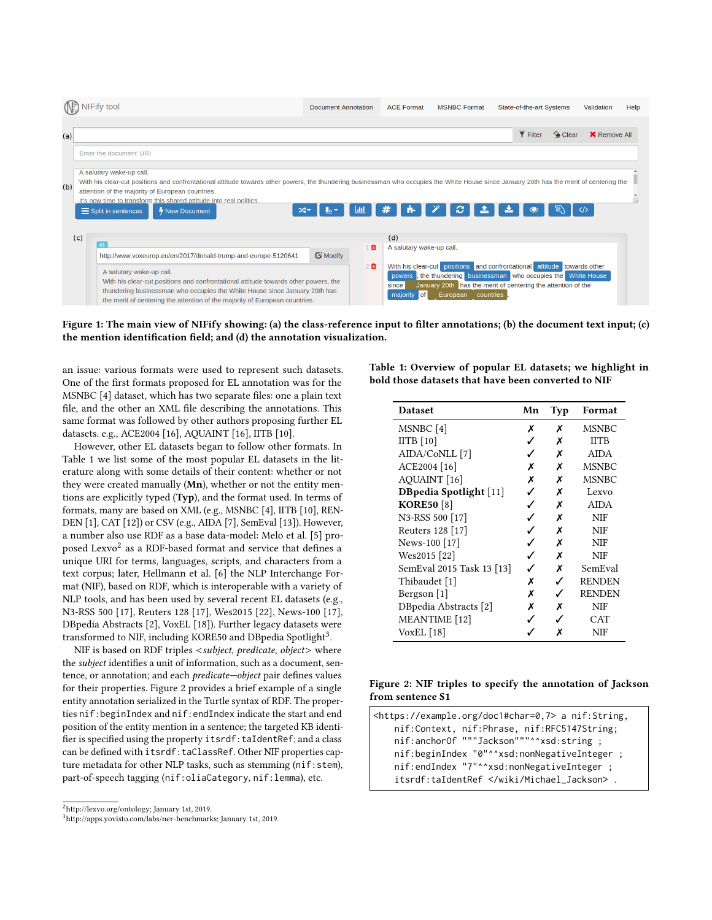Figure 1: The main view of NIFify showing: (a) the class-reference input to filter annotations; (b) the document text input; (c) the mention identification field; and (d) the annotation visualization.

an issue: various formats were used to represent such datasets. One of the first formats proposed for EL annotation was for the MSNBC [4] dataset, which has two separate files: one a plain text file, and the other an XML file describing the annotations. This same format was followed by other authors proposing further EL datasets. e.g., ACE2004 [16], AQUAINT [16], IITB [10].

However, other EL datasets began to follow other formats. In Table 1 we list some of the most popular EL datasets in the literature along with some details of their content: whether or not they were created manually (**Mn**), whether or not the entity mentions are explicitly typed (**Typ**), and the format used. In terms of formats, many are based on XML (e.g., MSNBC [4], IITB [10], RENDEN [1], CAT [12]) or CSV (e.g., AIDA [7], SemEval [13]). However, a number also use RDF as a base data-model: Melo et al. [5] proposed Lexvo[2] as a RDF-based format and service that defines a unique URI for terms, languages, scripts, and characters from a text corpus; later, Hellmann et al. [6] the NLP Interchange Format (NIF), based on RDF, which is interoperable with a variety of NLP tools, and has been used by several recent EL datasets (e.g., N3-RSS 500 [17], Reuters 128 [17], Wes2015 [22], News-100 [17], DBpedia Abstracts [2], VoxEL [18]). Further legacy datasets were transformed to NIF, including KORE50 and DBpedia Spotlight[3].

NIF is based on RDF triples <*subject*, *predicate*, *object*> where the *subject* identifies a unit of information, such as a document, sentence, or annotation; and each *predicate*—*object* pair defines values for their properties. Figure 2 provides a brief example of a single entity annotation serialized in the Turtle syntax of RDF. The properties `nif:beginIndex` and `nif:endIndex` indicate the start and end position of the entity mention in a sentence; the targeted KB identifier is specified using the property `itsrdf:taIdentRef`; and a class can be defined with `itsrdf:taClassRef`. Other NIF properties capture metadata for other NLP tasks, such as stemming (`nif:stem`), part-of-speech tagging (`nif:oliaCategory`, `nif:lemma`), etc.

[2] http://lexvo.org/ontology; January 1st, 2019.
[3] http://apps.yovisto.com/labs/ner-benchmarks; January 1st, 2019.

**Table 1: Overview of popular EL datasets; we highlight in bold those datasets that have been converted to NIF**

| Dataset | Mn | Typ | Format |
|---|---|---|---|
| MSNBC [4] | ✗ | ✗ | MSNBC |
| IITB [10] | ✓ | ✗ | IITB |
| AIDA/CoNLL [7] | ✓ | ✗ | AIDA |
| ACE2004 [16] | ✗ | ✗ | MSNBC |
| AQUAINT [16] | ✗ | ✗ | MSNBC |
| **DBpedia Spotlight** [11] | ✓ | ✗ | Lexvo |
| **KORE50** [8] | ✓ | ✗ | AIDA |
| N3-RSS 500 [17] | ✓ | ✗ | NIF |
| Reuters 128 [17] | ✓ | ✗ | NIF |
| News-100 [17] | ✓ | ✗ | NIF |
| Wes2015 [22] | ✓ | ✗ | NIF |
| SemEval 2015 Task 13 [13] | ✓ | ✗ | SemEval |
| Thibaudet [1] | ✗ | ✓ | RENDEN |
| Bergson [1] | ✗ | ✓ | RENDEN |
| DBpedia Abstracts [2] | ✗ | ✗ | NIF |
| MEANTIME [12] | ✓ | ✓ | CAT |
| VoxEL [18] | ✓ | ✗ | NIF |

**Figure 2: NIF triples to specify the annotation of Jackson from sentence S1**

```
<https://example.org/doc1#char=0,7> a nif:String,
    nif:Context, nif:Phrase, nif:RFC5147String;
    nif:anchorOf """Jackson"""^^xsd:string ;
    nif:beginIndex "0"^^xsd:nonNegativeInteger ;
    nif:endIndex "7"^^xsd:nonNegativeInteger ;
    itsrdf:taIdentRef </wiki/Michael_Jackson> .
```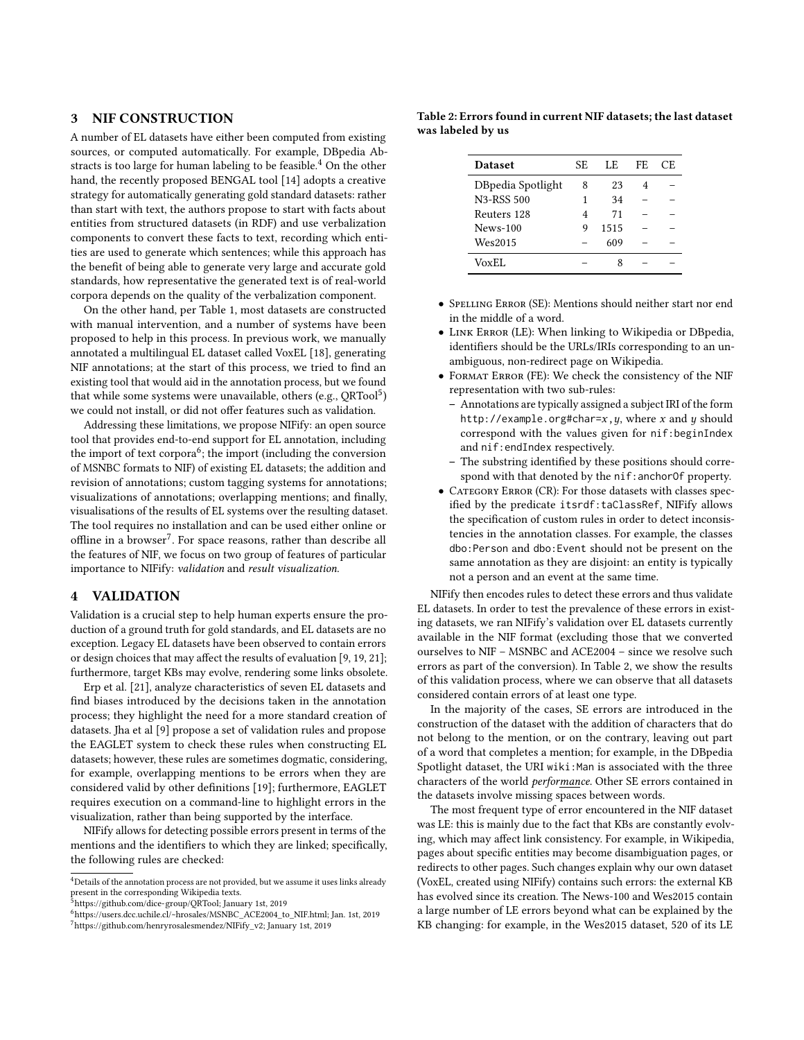## 3 NIF CONSTRUCTION

A number of EL datasets have either been computed from existing sources, or computed automatically. For example, DBpedia Abstracts is too large for human labeling to be feasible.[4] On the other hand, the recently proposed BENGAL tool [14] adopts a creative strategy for automatically generating gold standard datasets: rather than start with text, the authors propose to start with facts about entities from structured datasets (in RDF) and use verbalization components to convert these facts to text, recording which entities are used to generate which sentences; while this approach has the benefit of being able to generate very large and accurate gold standards, how representative the generated text is of real-world corpora depends on the quality of the verbalization component.

On the other hand, per Table 1, most datasets are constructed with manual intervention, and a number of systems have been proposed to help in this process. In previous work, we manually annotated a multilingual EL dataset called VoxEL [18], generating NIF annotations; at the start of this process, we tried to find an existing tool that would aid in the annotation process, but we found that while some systems were unavailable, others (e.g., QRTool[5]) we could not install, or did not offer features such as validation.

Addressing these limitations, we propose NIFify: an open source tool that provides end-to-end support for EL annotation, including the import of text corpora[6]; the import (including the conversion of MSNBC formats to NIF) of existing EL datasets; the addition and revision of annotations; custom tagging systems for annotations; visualizations of annotations; overlapping mentions; and finally, visualisations of the results of EL systems over the resulting dataset. The tool requires no installation and can be used either online or offline in a browser[7]. For space reasons, rather than describe all the features of NIF, we focus on two group of features of particular importance to NIFify: *validation* and *result visualization*.

## 4 VALIDATION

Validation is a crucial step to help human experts ensure the production of a ground truth for gold standards, and EL datasets are no exception. Legacy EL datasets have been observed to contain errors or design choices that may affect the results of evaluation [9, 19, 21]; furthermore, target KBs may evolve, rendering some links obsolete.

Erp et al. [21], analyze characteristics of seven EL datasets and find biases introduced by the decisions taken in the annotation process; they highlight the need for a more standard creation of datasets. Jha et al [9] propose a set of validation rules and propose the EAGLET system to check these rules when constructing EL datasets; however, these rules are sometimes dogmatic, considering, for example, overlapping mentions to be errors when they are considered valid by other definitions [19]; furthermore, EAGLET requires execution on a command-line to highlight errors in the visualization, rather than being supported by the interface.

NIFify allows for detecting possible errors present in terms of the mentions and the identifiers to which they are linked; specifically, the following rules are checked:

**Table 2: Errors found in current NIF datasets; the last dataset was labeled by us**

| Dataset | SE | LE | FE | CE |
|---|---|---|---|---|
| DBpedia Spotlight | 8 | 23 | 4 | – |
| N3-RSS 500 | 1 | 34 | – | – |
| Reuters 128 | 4 | 71 | – | – |
| News-100 | 9 | 1515 | – | – |
| Wes2015 | – | 609 | – | – |
| VoxEL | – | 8 | – | – |

- Spelling Error (SE): Mentions should neither start nor end in the middle of a word.
- Link Error (LE): When linking to Wikipedia or DBpedia, identifiers should be the URLs/IRIs corresponding to an unambiguous, non-redirect page on Wikipedia.
- Format Error (FE): We check the consistency of the NIF representation with two sub-rules:
  - Annotations are typically assigned a subject IRI of the form `http://example.org#char=`$x,y$, where $x$ and $y$ should correspond with the values given for `nif:beginIndex` and `nif:endIndex` respectively.
  - The substring identified by these positions should correspond with that denoted by the `nif:anchorOf` property.
- Category Error (CR): For those datasets with classes specified by the predicate `itsrdf:taClassRef`, NIFify allows the specification of custom rules in order to detect inconsistencies in the annotation classes. For example, the classes `dbo:Person` and `dbo:Event` should not be present on the same annotation as they are disjoint: an entity is typically not a person and an event at the same time.

NIFify then encodes rules to detect these errors and thus validate EL datasets. In order to test the prevalence of these errors in existing datasets, we ran NIFify's validation over EL datasets currently available in the NIF format (excluding those that we converted ourselves to NIF – MSNBC and ACE2004 – since we resolve such errors as part of the conversion). In Table 2, we show the results of this validation process, where we can observe that all datasets considered contain errors of at least one type.

In the majority of the cases, SE errors are introduced in the construction of the dataset with the addition of characters that do not belong to the mention, or on the contrary, leaving out part of a word that completes a mention; for example, in the DBpedia Spotlight dataset, the URI `wiki:Man` is associated with the three characters of the world *performance*. Other SE errors contained in the datasets involve missing spaces between words.

The most frequent type of error encountered in the NIF dataset was LE: this is mainly due to the fact that KBs are constantly evolving, which may affect link consistency. For example, in Wikipedia, pages about specific entities may become disambiguation pages, or redirects to other pages. Such changes explain why our own dataset (VoxEL, created using NIFify) contains such errors: the external KB has evolved since its creation. The News-100 and Wes2015 contain a large number of LE errors beyond what can be explained by the KB changing: for example, in the Wes2015 dataset, 520 of its LE

[4] Details of the annotation process are not provided, but we assume it uses links already present in the corresponding Wikipedia texts.

[5] https://github.com/dice-group/QRTool; January 1st, 2019

[6] https://users.dcc.uchile.cl/~hrosales/MSNBC_ACE2004_to_NIF.html; Jan. 1st, 2019

[7] https://github.com/henryrosalesmendez/NIFify_v2; January 1st, 2019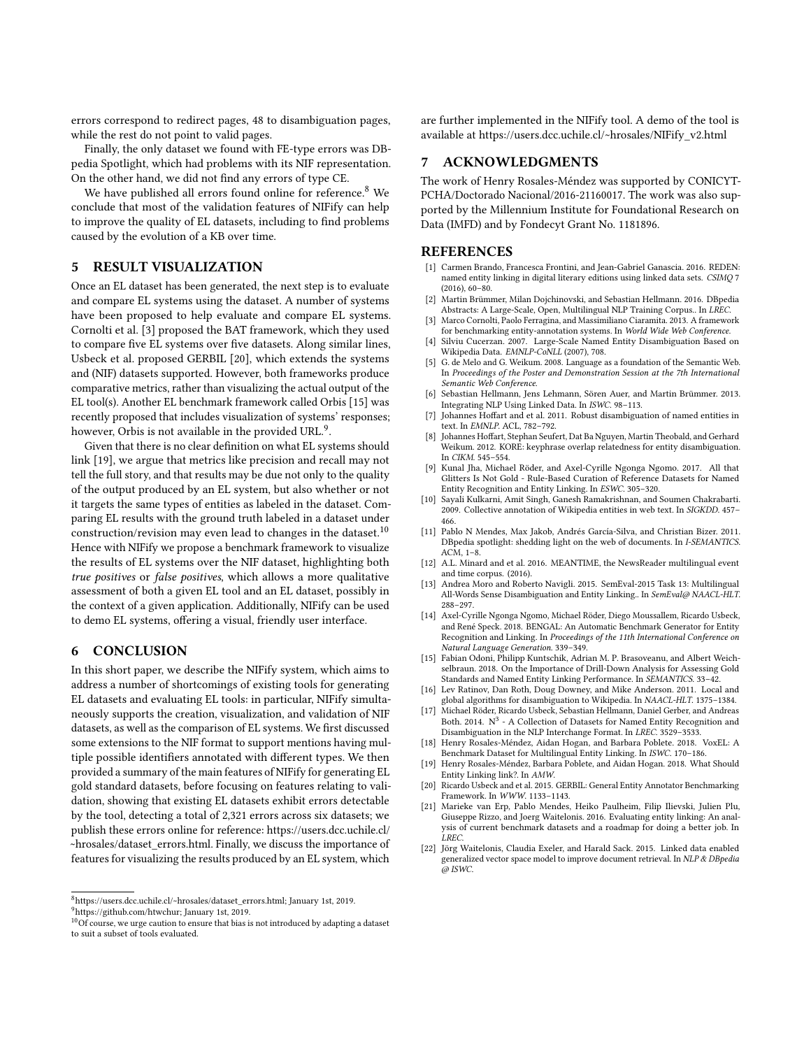errors correspond to redirect pages, 48 to disambiguation pages, while the rest do not point to valid pages.

Finally, the only dataset we found with FE-type errors was DBpedia Spotlight, which had problems with its NIF representation. On the other hand, we did not find any errors of type CE.

We have published all errors found online for reference.[8] We conclude that most of the validation features of NIFify can help to improve the quality of EL datasets, including to find problems caused by the evolution of a KB over time.

## 5 RESULT VISUALIZATION

Once an EL dataset has been generated, the next step is to evaluate and compare EL systems using the dataset. A number of systems have been proposed to help evaluate and compare EL systems. Cornolti et al. [3] proposed the BAT framework, which they used to compare five EL systems over five datasets. Along similar lines, Usbeck et al. proposed GERBIL [20], which extends the systems and (NIF) datasets supported. However, both frameworks produce comparative metrics, rather than visualizing the actual output of the EL tool(s). Another EL benchmark framework called Orbis [15] was recently proposed that includes visualization of systems' responses; however, Orbis is not available in the provided URL.[9].

Given that there is no clear definition on what EL systems should link [19], we argue that metrics like precision and recall may not tell the full story, and that results may be due not only to the quality of the output produced by an EL system, but also whether or not it targets the same types of entities as labeled in the dataset. Comparing EL results with the ground truth labeled in a dataset under construction/revision may even lead to changes in the dataset.[10] Hence with NIFify we propose a benchmark framework to visualize the results of EL systems over the NIF dataset, highlighting both *true positives* or *false positives*, which allows a more qualitative assessment of both a given EL tool and an EL dataset, possibly in the context of a given application. Additionally, NIFify can be used to demo EL systems, offering a visual, friendly user interface.

## 6 CONCLUSION

In this short paper, we describe the NIFify system, which aims to address a number of shortcomings of existing tools for generating EL datasets and evaluating EL tools: in particular, NIFify simultaneously supports the creation, visualization, and validation of NIF datasets, as well as the comparison of EL systems. We first discussed some extensions to the NIF format to support mentions having multiple possible identifiers annotated with different types. We then provided a summary of the main features of NIFify for generating EL gold standard datasets, before focusing on features relating to validation, showing that existing EL datasets exhibit errors detectable by the tool, detecting a total of 2,321 errors across six datasets; we publish these errors online for reference: https://users.dcc.uchile.cl/~hrosales/dataset_errors.html. Finally, we discuss the importance of features for visualizing the results produced by an EL system, which are further implemented in the NIFify tool. A demo of the tool is available at https://users.dcc.uchile.cl/~hrosales/NIFify_v2.html

## 7 ACKNOWLEDGMENTS

The work of Henry Rosales-Méndez was supported by CONICYT-PCHA/Doctorado Nacional/2016-21160017. The work was also supported by the Millennium Institute for Foundational Research on Data (IMFD) and by Fondecyt Grant No. 1181896.

## REFERENCES

[1] Carmen Brando, Francesca Frontini, and Jean-Gabriel Ganascia. 2016. REDEN: named entity linking in digital literary editions using linked data sets. *CSIMQ* 7 (2016), 60–80.

[2] Martin Brümmer, Milan Dojchinovski, and Sebastian Hellmann. 2016. DBpedia Abstracts: A Large-Scale, Open, Multilingual NLP Training Corpus.. In *LREC*.

[3] Marco Cornolti, Paolo Ferragina, and Massimiliano Ciaramita. 2013. A framework for benchmarking entity-annotation systems. In *World Wide Web Conference*.

[4] Silviu Cucerzan. 2007. Large-Scale Named Entity Disambiguation Based on Wikipedia Data. *EMNLP-CoNLL* (2007), 708.

[5] G. de Melo and G. Weikum. 2008. Language as a foundation of the Semantic Web. In *Proceedings of the Poster and Demonstration Session at the 7th International Semantic Web Conference*.

[6] Sebastian Hellmann, Jens Lehmann, Sören Auer, and Martin Brümmer. 2013. Integrating NLP Using Linked Data. In *ISWC*. 98–113.

[7] Johannes Hoffart and et al. 2011. Robust disambiguation of named entities in text. In *EMNLP*. ACL, 782–792.

[8] Johannes Hoffart, Stephan Seufert, Dat Ba Nguyen, Martin Theobald, and Gerhard Weikum. 2012. KORE: keyphrase overlap relatedness for entity disambiguation. In *CIKM*. 545–554.

[9] Kunal Jha, Michael Röder, and Axel-Cyrille Ngonga Ngomo. 2017. All that Glitters Is Not Gold - Rule-Based Curation of Reference Datasets for Named Entity Recognition and Entity Linking. In *ESWC*. 305–320.

[10] Sayali Kulkarni, Amit Singh, Ganesh Ramakrishnan, and Soumen Chakrabarti. 2009. Collective annotation of Wikipedia entities in web text. In *SIGKDD*. 457–466.

[11] Pablo N Mendes, Max Jakob, Andrés García-Silva, and Christian Bizer. 2011. DBpedia spotlight: shedding light on the web of documents. In *I-SEMANTICS*. ACM, 1–8.

[12] A.L. Minard and et al. 2016. MEANTIME, the NewsReader multilingual event and time corpus. (2016).

[13] Andrea Moro and Roberto Navigli. 2015. SemEval-2015 Task 13: Multilingual All-Words Sense Disambiguation and Entity Linking.. In *SemEval@ NAACL-HLT*. 288–297.

[14] Axel-Cyrille Ngonga Ngomo, Michael Röder, Diego Moussallem, Ricardo Usbeck, and René Speck. 2018. BENGAL: An Automatic Benchmark Generator for Entity Recognition and Linking. In *Proceedings of the 11th International Conference on Natural Language Generation*. 339–349.

[15] Fabian Odoni, Philipp Kuntschik, Adrian M. P. Brasoveanu, and Albert Weichselbraun. 2018. On the Importance of Drill-Down Analysis for Assessing Gold Standards and Named Entity Linking Performance. In *SEMANTICS*. 33–42.

[16] Lev Ratinov, Dan Roth, Doug Downey, and Mike Anderson. 2011. Local and global algorithms for disambiguation to Wikipedia. In *NAACL-HLT*. 1375–1384.

[17] Michael Röder, Ricardo Usbeck, Sebastian Hellmann, Daniel Gerber, and Andreas Both. 2014. $N^3$ - A Collection of Datasets for Named Entity Recognition and Disambiguation in the NLP Interchange Format. In *LREC*. 3529–3533.

[18] Henry Rosales-Méndez, Aidan Hogan, and Barbara Poblete. 2018. VoxEL: A Benchmark Dataset for Multilingual Entity Linking. In *ISWC*. 170–186.

[19] Henry Rosales-Méndez, Barbara Poblete, and Aidan Hogan. 2018. What Should Entity Linking link?. In *AMW*.

[20] Ricardo Usbeck and et al. 2015. GERBIL: General Entity Annotator Benchmarking Framework. In *WWW*. 1133–1143.

[21] Marieke van Erp, Pablo Mendes, Heiko Paulheim, Filip Ilievski, Julien Plu, Giuseppe Rizzo, and Joerg Waitelonis. 2016. Evaluating entity linking: An analysis of current benchmark datasets and a roadmap for doing a better job. In *LREC*.

[22] Jörg Waitelonis, Claudia Exeler, and Harald Sack. 2015. Linked data enabled generalized vector space model to improve document retrieval. In *NLP & DBpedia @ ISWC*.

---

[8] https://users.dcc.uchile.cl/~hrosales/dataset_errors.html; January 1st, 2019.

[9] https://github.com/htwchur; January 1st, 2019.

[10] Of course, we urge caution to ensure that bias is not introduced by adapting a dataset to suit a subset of tools evaluated.